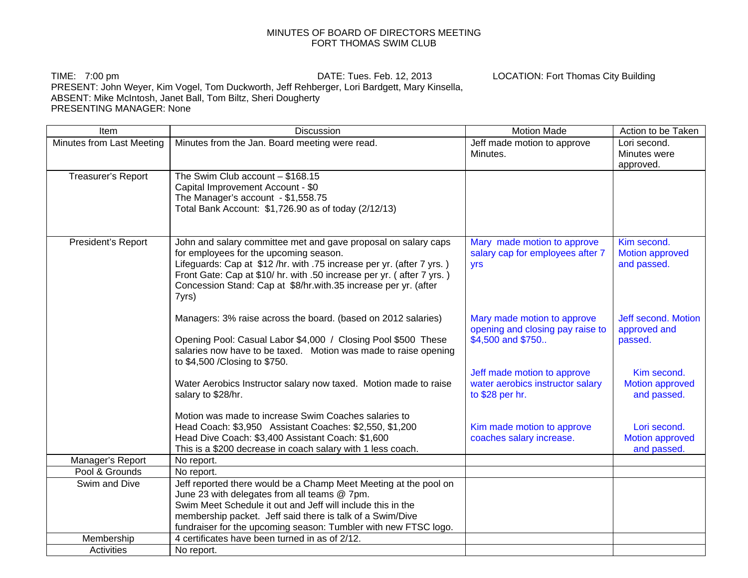MINUTES OF BOARD OF DIRECTORS MEETING
FORT THOMAS SWIM CLUB

TIME: 7:00 pm DATE: Tues. Feb. 12, 2013 LOCATION: Fort Thomas City Building
PRESENT: John Weyer, Kim Vogel, Tom Duckworth, Jeff Rehberger, Lori Bardgett, Mary Kinsella,
ABSENT: Mike McIntosh, Janet Ball, Tom Biltz, Sheri Dougherty
PRESENTING MANAGER: None

| Item | Discussion | Motion Made | Action to be Taken |
|---|---|---|---|
| Minutes from Last Meeting | Minutes from the Jan. Board meeting were read. | Jeff made motion to approve Minutes. | Lori second. Minutes were approved. |
| Treasurer's Report | The Swim Club account – $168.15<br>Capital Improvement Account - $0<br>The Manager's account - $1,558.75<br>Total Bank Account: $1,726.90 as of today (2/12/13) | | |
| President's Report | John and salary committee met and gave proposal on salary caps for employees for the upcoming season.<br>Lifeguards: Cap at $12 /hr. with .75 increase per yr. (after 7 yrs. )<br>Front Gate: Cap at $10/ hr. with .50 increase per yr. ( after 7 yrs. )<br>Concession Stand: Cap at $8/hr.with.35 increase per yr. (after 7yrs) | Mary made motion to approve salary cap for employees after 7 yrs | Kim second. Motion approved and passed. |
| | Managers: 3% raise across the board. (based on 2012 salaries)<br><br>Opening Pool: Casual Labor $4,000 / Closing Pool $500 These salaries now have to be taxed. Motion was made to raise opening to $4,500 /Closing to $750. | Mary made motion to approve opening and closing pay raise to $4,500 and $750.. | Jeff second. Motion approved and passed. |
| | Water Aerobics Instructor salary now taxed. Motion made to raise salary to $28/hr. | Jeff made motion to approve water aerobics instructor salary to $28 per hr. | Kim second. Motion approved and passed. |
| | Motion was made to increase Swim Coaches salaries to<br>Head Coach: $3,950 Assistant Coaches: $2,550, $1,200<br>Head Dive Coach: $3,400 Assistant Coach: $1,600<br>This is a $200 decrease in coach salary with 1 less coach. | Kim made motion to approve coaches salary increase. | Lori second. Motion approved and passed. |
| Manager's Report | No report. | | |
| Pool & Grounds | No report. | | |
| Swim and Dive | Jeff reported there would be a Champ Meet Meeting at the pool on June 23 with delegates from all teams @ 7pm.<br>Swim Meet Schedule it out and Jeff will include this in the membership packet. Jeff said there is talk of a Swim/Dive fundraiser for the upcoming season: Tumbler with new FTSC logo. | | |
| Membership | 4 certificates have been turned in as of 2/12. | | |
| Activities | No report. | | |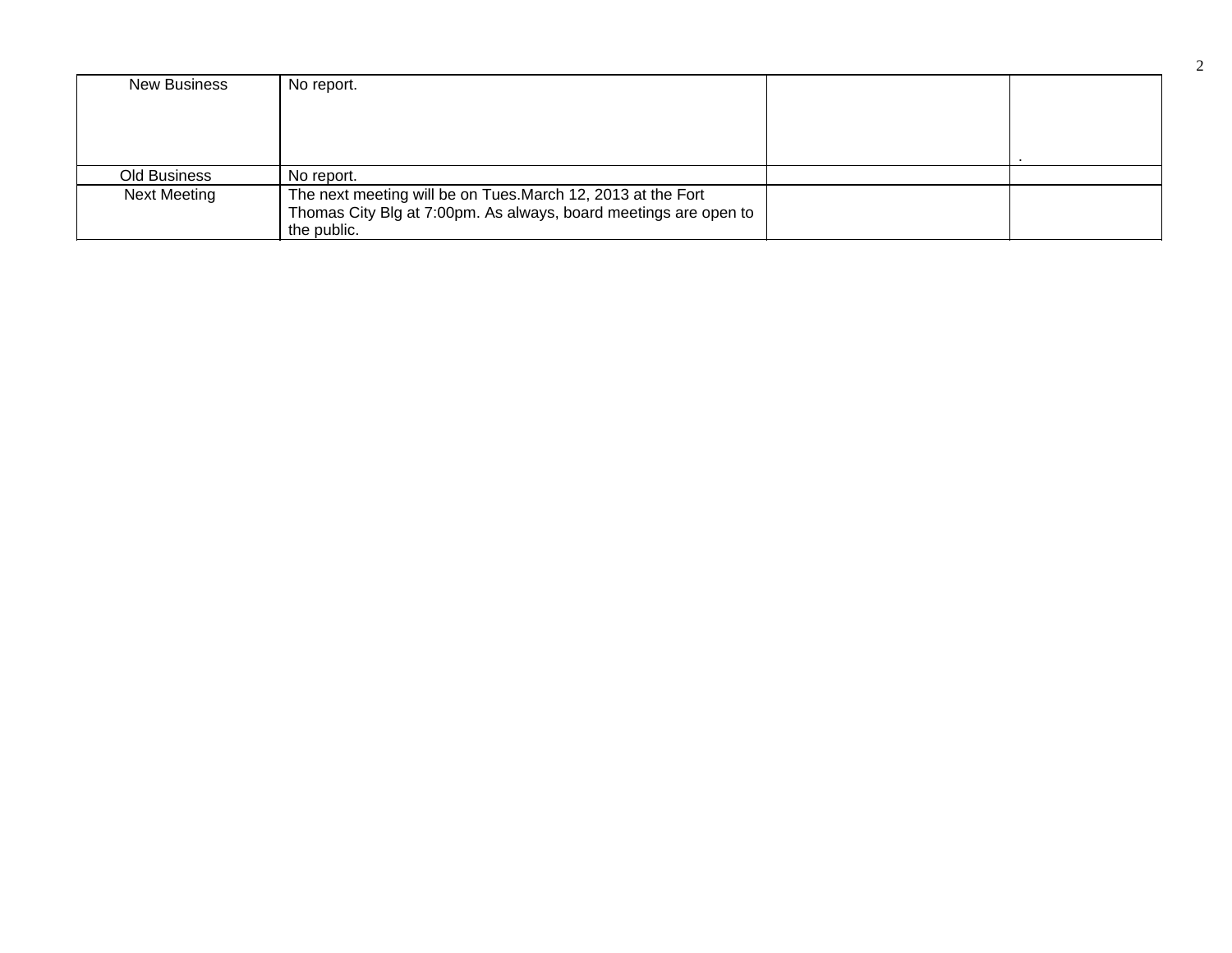| | | | |
|---|---|---|---|
| New Business | No report. | | . |
| Old Business | No report. | | |
| Next Meeting | The next meeting will be on Tues.March 12, 2013 at the Fort Thomas City Blg at 7:00pm. As always, board meetings are open to the public. | | |